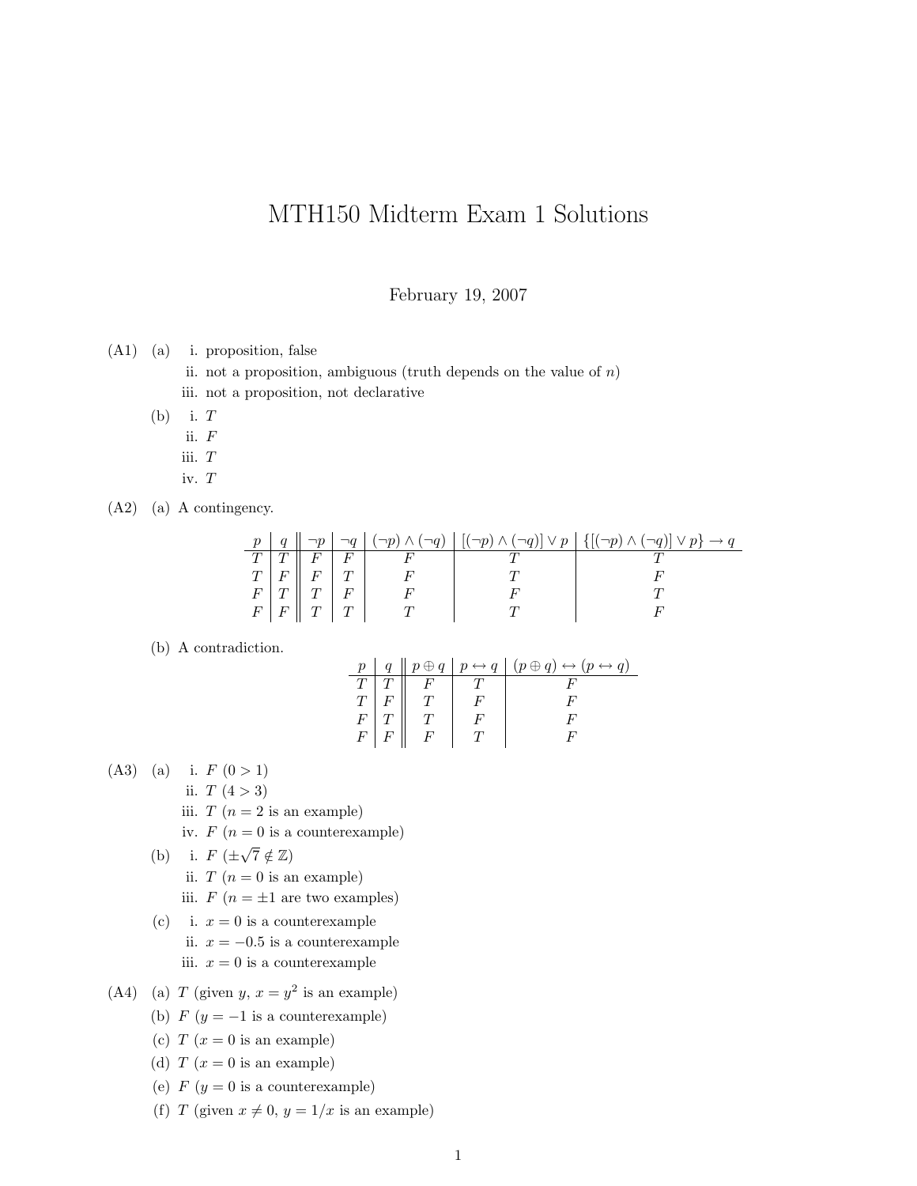# MTH150 Midterm Exam 1 Solutions

February 19, 2007

(A1) (a)
  i. proposition, false
  ii. not a proposition, ambiguous (truth depends on the value of $n$)
  iii. not a proposition, not declarative

(b)
  i. $T$
  ii. $F$
  iii. $T$
  iv. $T$

(A2) (a) A contingency.

| $p$ | $q$ | $\neg p$ | $\neg q$ | $(\neg p) \wedge (\neg q)$ | $[(\neg p) \wedge (\neg q)] \vee p$ | $\{[(\neg p) \wedge (\neg q)] \vee p\} \rightarrow q$ |
|---|---|---|---|---|---|---|
| $T$ | $T$ | $F$ | $F$ | $F$ | $T$ | $T$ |
| $T$ | $F$ | $F$ | $T$ | $F$ | $T$ | $F$ |
| $F$ | $T$ | $T$ | $F$ | $F$ | $F$ | $T$ |
| $F$ | $F$ | $T$ | $T$ | $T$ | $T$ | $F$ |

(b) A contradiction.

| $p$ | $q$ | $p \oplus q$ | $p \leftrightarrow q$ | $(p \oplus q) \leftrightarrow (p \leftrightarrow q)$ |
|---|---|---|---|---|
| $T$ | $T$ | $F$ | $T$ | $F$ |
| $T$ | $F$ | $T$ | $F$ | $F$ |
| $F$ | $T$ | $T$ | $F$ | $F$ |
| $F$ | $F$ | $F$ | $T$ | $F$ |

(A3) (a)
  i. $F$ $(0 > 1)$
  ii. $T$ $(4 > 3)$
  iii. $T$ ($n = 2$ is an example)
  iv. $F$ ($n = 0$ is a counterexample)

(b)
  i. $F$ $(\pm\sqrt{7} \notin \mathbb{Z})$
  ii. $T$ ($n = 0$ is an example)
  iii. $F$ ($n = \pm 1$ are two examples)

(c)
  i. $x = 0$ is a counterexample
  ii. $x = -0.5$ is a counterexample
  iii. $x = 0$ is a counterexample

(A4) (a) $T$ (given $y$, $x = y^2$ is an example)

(b) $F$ ($y = -1$ is a counterexample)

(c) $T$ ($x = 0$ is an example)

(d) $T$ ($x = 0$ is an example)

(e) $F$ ($y = 0$ is a counterexample)

(f) $T$ (given $x \neq 0$, $y = 1/x$ is an example)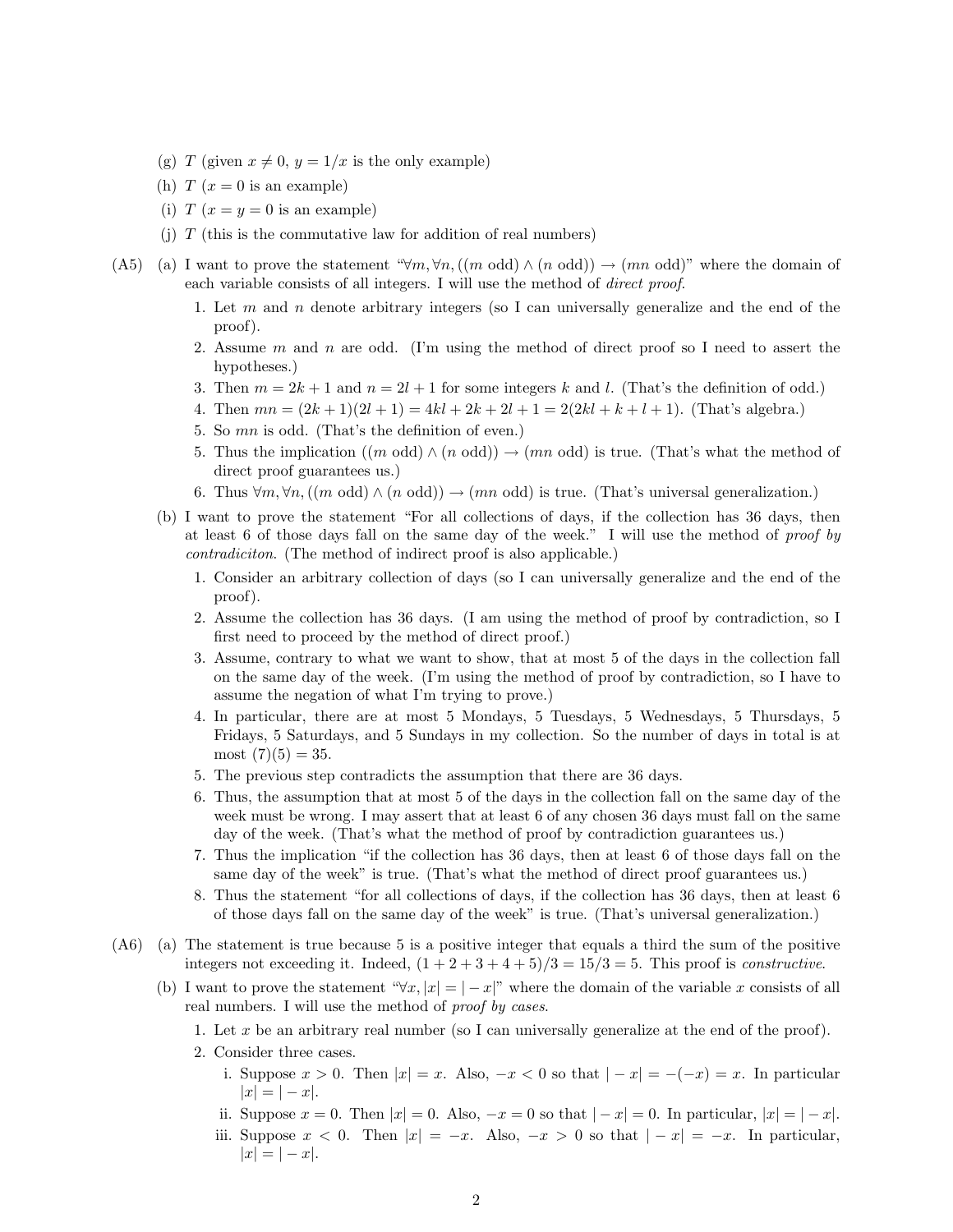(g) $T$ (given $x \neq 0$, $y = 1/x$ is the only example)

(h) $T$ ($x = 0$ is an example)

(i) $T$ ($x = y = 0$ is an example)

(j) $T$ (this is the commutative law for addition of real numbers)

(A5) (a) I want to prove the statement "$\forall m, \forall n, ((m \text{ odd}) \wedge (n \text{ odd})) \rightarrow (mn \text{ odd})$" where the domain of each variable consists of all integers. I will use the method of *direct proof*.

1. Let $m$ and $n$ denote arbitrary integers (so I can universally generalize and the end of the proof).
2. Assume $m$ and $n$ are odd. (I'm using the method of direct proof so I need to assert the hypotheses.)
3. Then $m = 2k + 1$ and $n = 2l + 1$ for some integers $k$ and $l$. (That's the definition of odd.)
4. Then $mn = (2k + 1)(2l + 1) = 4kl + 2k + 2l + 1 = 2(2kl + k + l + 1)$. (That's algebra.)
5. So $mn$ is odd. (That's the definition of even.)
5. Thus the implication $((m \text{ odd}) \wedge (n \text{ odd})) \rightarrow (mn \text{ odd})$ is true. (That's what the method of direct proof guarantees us.)
6. Thus $\forall m, \forall n, ((m \text{ odd}) \wedge (n \text{ odd})) \rightarrow (mn \text{ odd})$ is true. (That's universal generalization.)

(b) I want to prove the statement "For all collections of days, if the collection has 36 days, then at least 6 of those days fall on the same day of the week." I will use the method of *proof by contradiciton*. (The method of indirect proof is also applicable.)

1. Consider an arbitrary collection of days (so I can universally generalize and the end of the proof).
2. Assume the collection has 36 days. (I am using the method of proof by contradiction, so I first need to proceed by the method of direct proof.)
3. Assume, contrary to what we want to show, that at most 5 of the days in the collection fall on the same day of the week. (I'm using the method of proof by contradiction, so I have to assume the negation of what I'm trying to prove.)
4. In particular, there are at most 5 Mondays, 5 Tuesdays, 5 Wednesdays, 5 Thursdays, 5 Fridays, 5 Saturdays, and 5 Sundays in my collection. So the number of days in total is at most $(7)(5) = 35$.
5. The previous step contradicts the assumption that there are 36 days.
6. Thus, the assumption that at most 5 of the days in the collection fall on the same day of the week must be wrong. I may assert that at least 6 of any chosen 36 days must fall on the same day of the week. (That's what the method of proof by contradiction guarantees us.)
7. Thus the implication "if the collection has 36 days, then at least 6 of those days fall on the same day of the week" is true. (That's what the method of direct proof guarantees us.)
8. Thus the statement "for all collections of days, if the collection has 36 days, then at least 6 of those days fall on the same day of the week" is true. (That's universal generalization.)

(A6) (a) The statement is true because 5 is a positive integer that equals a third the sum of the positive integers not exceeding it. Indeed, $(1 + 2 + 3 + 4 + 5)/3 = 15/3 = 5$. This proof is *constructive*.

(b) I want to prove the statement "$\forall x, |x| = |-x|$" where the domain of the variable $x$ consists of all real numbers. I will use the method of *proof by cases*.

1. Let $x$ be an arbitrary real number (so I can universally generalize at the end of the proof).
2. Consider three cases.
   i. Suppose $x > 0$. Then $|x| = x$. Also, $-x < 0$ so that $|-x| = -(-x) = x$. In particular $|x| = |-x|$.
   ii. Suppose $x = 0$. Then $|x| = 0$. Also, $-x = 0$ so that $|-x| = 0$. In particular, $|x| = |-x|$.
   iii. Suppose $x < 0$. Then $|x| = -x$. Also, $-x > 0$ so that $|-x| = -x$. In particular, $|x| = |-x|$.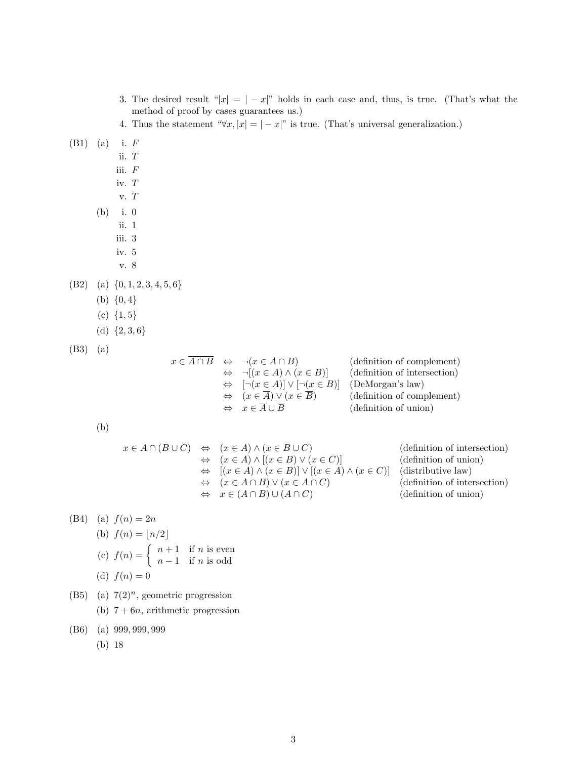3. The desired result "$|x| = |-x|$" holds in each case and, thus, is true. (That's what the method of proof by cases guarantees us.)
4. Thus the statement "$\forall x, |x| = |-x|$" is true. (That's universal generalization.)

**(B1)**

(a)
  i. $F$
  ii. $T$
  iii. $F$
  iv. $T$
  v. $T$

(b)
  i. 0
  ii. 1
  iii. 3
  iv. 5
  v. 8

**(B2)**

(a) $\{0, 1, 2, 3, 4, 5, 6\}$

(b) $\{0, 4\}$

(c) $\{1, 5\}$

(d) $\{2, 3, 6\}$

**(B3)**

(a)

$$\begin{array}{rcll} x \in \overline{A \cap B} & \Leftrightarrow & \neg(x \in A \cap B) & \text{(definition of complement)} \\ & \Leftrightarrow & \neg[(x \in A) \wedge (x \in B)] & \text{(definition of intersection)} \\ & \Leftrightarrow & [\neg(x \in A)] \vee [\neg(x \in B)] & \text{(DeMorgan's law)} \\ & \Leftrightarrow & (x \in \overline{A}) \vee (x \in \overline{B}) & \text{(definition of complement)} \\ & \Leftrightarrow & x \in \overline{A} \cup \overline{B} & \text{(definition of union)} \end{array}$$

(b)

$$\begin{array}{rcll} x \in A \cap (B \cup C) & \Leftrightarrow & (x \in A) \wedge (x \in B \cup C) & \text{(definition of intersection)} \\ & \Leftrightarrow & (x \in A) \wedge [(x \in B) \vee (x \in C)] & \text{(definition of union)} \\ & \Leftrightarrow & [(x \in A) \wedge (x \in B)] \vee [(x \in A) \wedge (x \in C)] & \text{(distributive law)} \\ & \Leftrightarrow & (x \in A \cap B) \vee (x \in A \cap C) & \text{(definition of intersection)} \\ & \Leftrightarrow & x \in (A \cap B) \cup (A \cap C) & \text{(definition of union)} \end{array}$$

**(B4)**

(a) $f(n) = 2n$

(b) $f(n) = \lfloor n/2 \rfloor$

(c) $f(n) = \begin{cases} n+1 & \text{if } n \text{ is even} \\ n-1 & \text{if } n \text{ is odd} \end{cases}$

(d) $f(n) = 0$

**(B5)**

(a) $7(2)^n$, geometric progression

(b) $7 + 6n$, arithmetic progression

**(B6)**

(a) $999,999,999$

(b) $18$